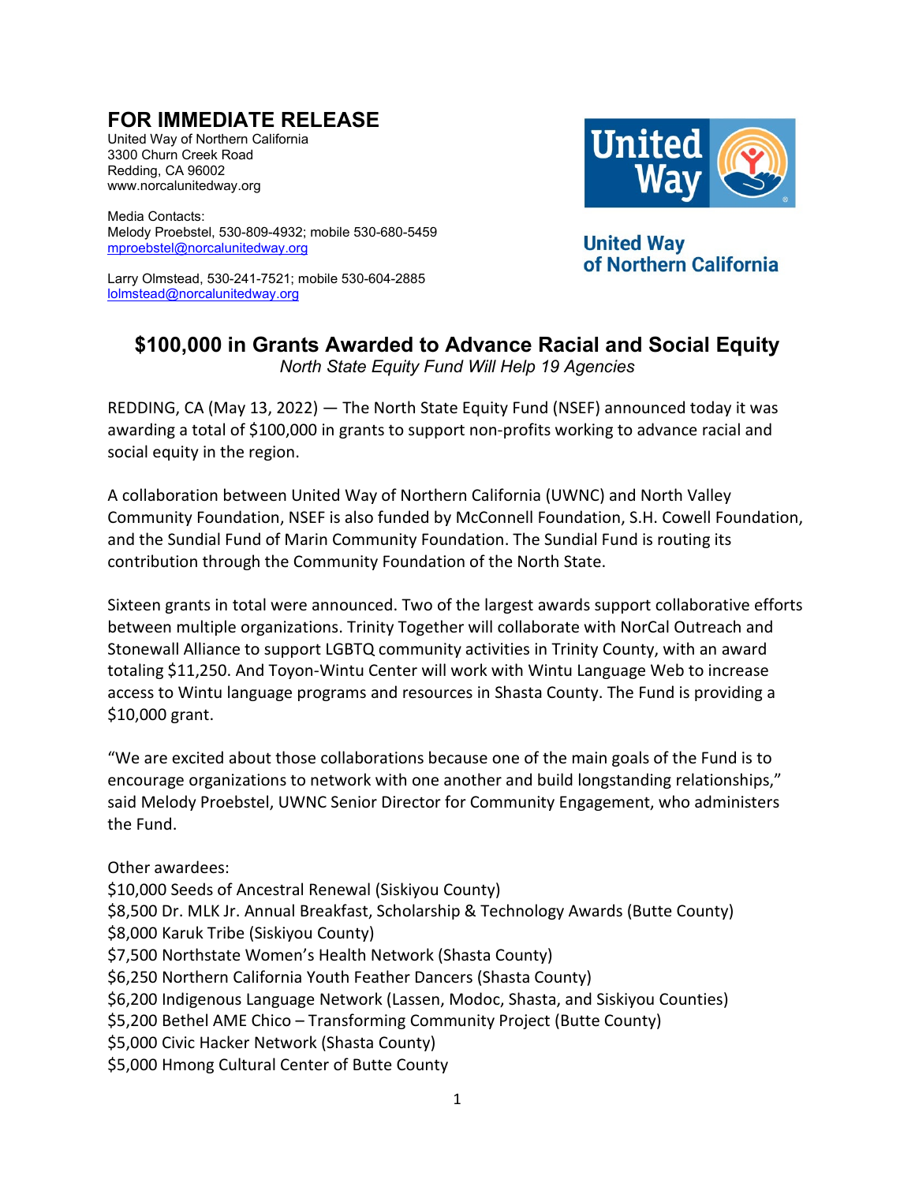# FOR IMMEDIATE RELEASE

United Way of Northern California
3300 Churn Creek Road
Redding, CA 96002
www.norcalunitedway.org

United Way of Northern California

Media Contacts:
Melody Proebstel, 530-809-4932; mobile 530-680-5459
mproebstel@norcalunitedway.org

Larry Olmstead, 530-241-7521; mobile 530-604-2885
lolmstead@norcalunitedway.org

## $100,000 in Grants Awarded to Advance Racial and Social Equity

*North State Equity Fund Will Help 19 Agencies*

REDDING, CA (May 13, 2022) — The North State Equity Fund (NSEF) announced today it was awarding a total of $100,000 in grants to support non-profits working to advance racial and social equity in the region.

A collaboration between United Way of Northern California (UWNC) and North Valley Community Foundation, NSEF is also funded by McConnell Foundation, S.H. Cowell Foundation, and the Sundial Fund of Marin Community Foundation. The Sundial Fund is routing its contribution through the Community Foundation of the North State.

Sixteen grants in total were announced. Two of the largest awards support collaborative efforts between multiple organizations. Trinity Together will collaborate with NorCal Outreach and Stonewall Alliance to support LGBTQ community activities in Trinity County, with an award totaling $11,250. And Toyon-Wintu Center will work with Wintu Language Web to increase access to Wintu language programs and resources in Shasta County. The Fund is providing a $10,000 grant.

"We are excited about those collaborations because one of the main goals of the Fund is to encourage organizations to network with one another and build longstanding relationships," said Melody Proebstel, UWNC Senior Director for Community Engagement, who administers the Fund.

Other awardees:
$10,000 Seeds of Ancestral Renewal (Siskiyou County)
$8,500 Dr. MLK Jr. Annual Breakfast, Scholarship & Technology Awards (Butte County)
$8,000 Karuk Tribe (Siskiyou County)
$7,500 Northstate Women's Health Network (Shasta County)
$6,250 Northern California Youth Feather Dancers (Shasta County)
$6,200 Indigenous Language Network (Lassen, Modoc, Shasta, and Siskiyou Counties)
$5,200 Bethel AME Chico – Transforming Community Project (Butte County)
$5,000 Civic Hacker Network (Shasta County)
$5,000 Hmong Cultural Center of Butte County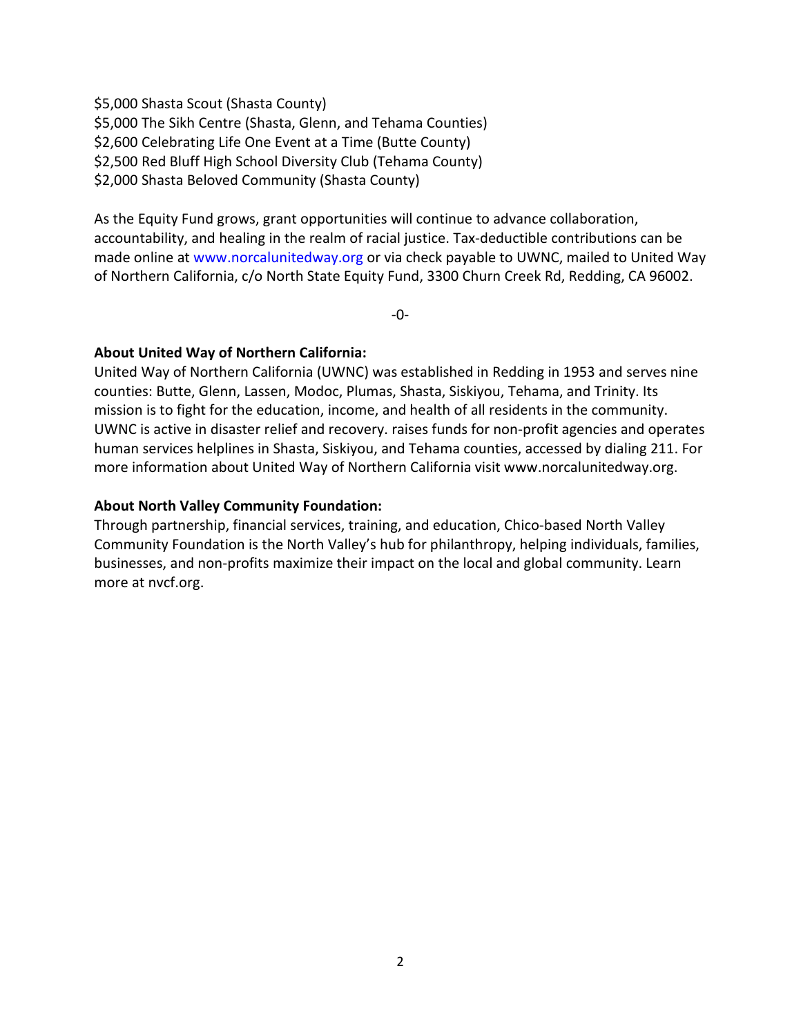$5,000 Shasta Scout (Shasta County)
$5,000 The Sikh Centre (Shasta, Glenn, and Tehama Counties)
$2,600 Celebrating Life One Event at a Time (Butte County)
$2,500 Red Bluff High School Diversity Club (Tehama County)
$2,000 Shasta Beloved Community (Shasta County)

As the Equity Fund grows, grant opportunities will continue to advance collaboration, accountability, and healing in the realm of racial justice. Tax-deductible contributions can be made online at www.norcalunitedway.org or via check payable to UWNC, mailed to United Way of Northern California, c/o North State Equity Fund, 3300 Churn Creek Rd, Redding, CA 96002.

-0-

**About United Way of Northern California:**
United Way of Northern California (UWNC) was established in Redding in 1953 and serves nine counties: Butte, Glenn, Lassen, Modoc, Plumas, Shasta, Siskiyou, Tehama, and Trinity. Its mission is to fight for the education, income, and health of all residents in the community. UWNC is active in disaster relief and recovery. raises funds for non-profit agencies and operates human services helplines in Shasta, Siskiyou, and Tehama counties, accessed by dialing 211. For more information about United Way of Northern California visit www.norcalunitedway.org.

**About North Valley Community Foundation:**
Through partnership, financial services, training, and education, Chico-based North Valley Community Foundation is the North Valley's hub for philanthropy, helping individuals, families, businesses, and non-profits maximize their impact on the local and global community. Learn more at nvcf.org.